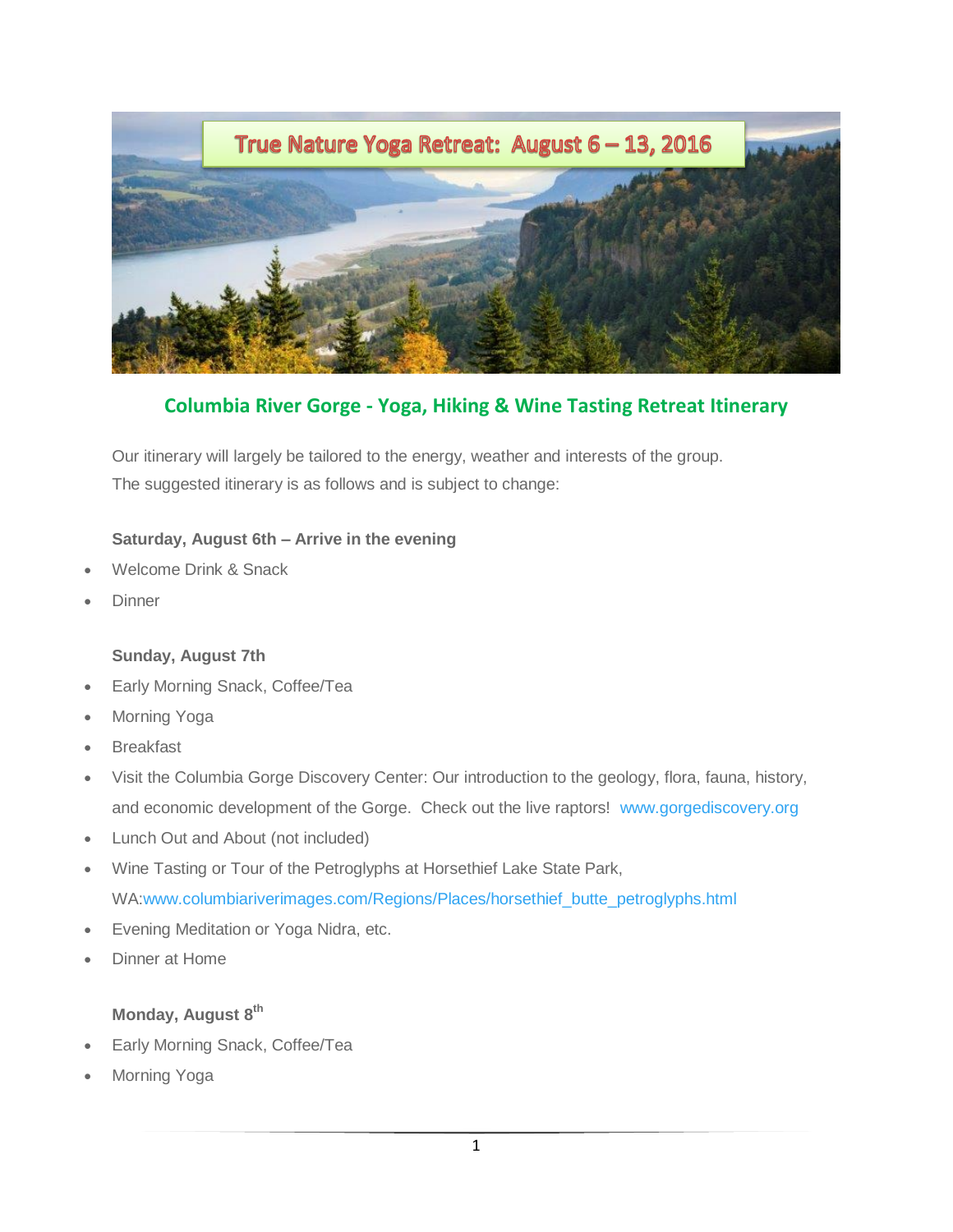# True Nature Yoga Retreat: August 6 – 13, 2016

## Columbia River Gorge - Yoga, Hiking & Wine Tasting Retreat Itinerary

Our itinerary will largely be tailored to the energy, weather and interests of the group.
The suggested itinerary is as follows and is subject to change:

**Saturday, August 6th – Arrive in the evening**

- Welcome Drink & Snack
- Dinner

**Sunday, August 7th**

- Early Morning Snack, Coffee/Tea
- Morning Yoga
- Breakfast
- Visit the Columbia Gorge Discovery Center: Our introduction to the geology, flora, fauna, history, and economic development of the Gorge. Check out the live raptors! www.gorgediscovery.org
- Lunch Out and About (not included)
- Wine Tasting or Tour of the Petroglyphs at Horsethief Lake State Park, WA:www.columbiariverimages.com/Regions/Places/horsethief_butte_petroglyphs.html
- Evening Meditation or Yoga Nidra, etc.
- Dinner at Home

**Monday, August 8th**

- Early Morning Snack, Coffee/Tea
- Morning Yoga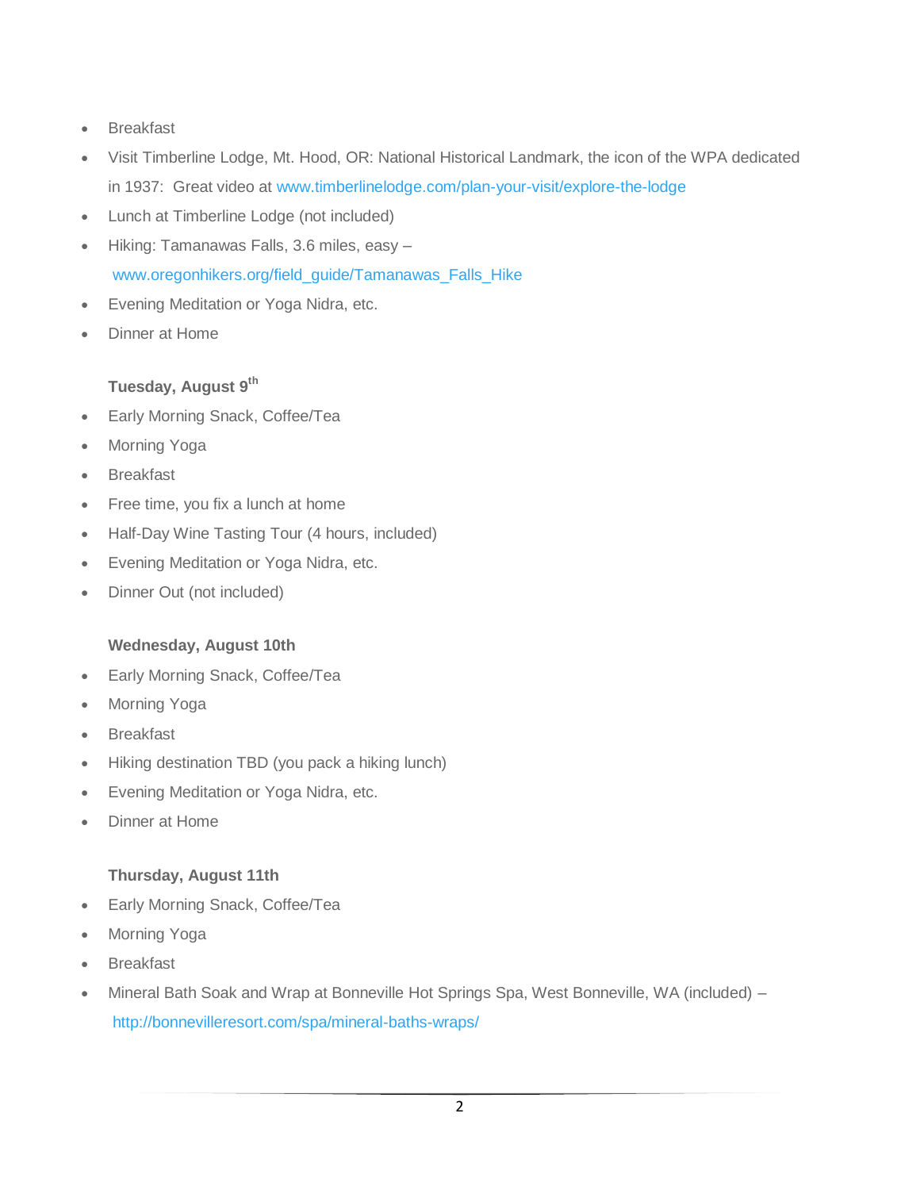- Breakfast
- Visit Timberline Lodge, Mt. Hood, OR: National Historical Landmark, the icon of the WPA dedicated in 1937: Great video at www.timberlinelodge.com/plan-your-visit/explore-the-lodge
- Lunch at Timberline Lodge (not included)
- Hiking: Tamanawas Falls, 3.6 miles, easy – www.oregonhikers.org/field_guide/Tamanawas_Falls_Hike
- Evening Meditation or Yoga Nidra, etc.
- Dinner at Home

**Tuesday, August 9th**

- Early Morning Snack, Coffee/Tea
- Morning Yoga
- Breakfast
- Free time, you fix a lunch at home
- Half-Day Wine Tasting Tour (4 hours, included)
- Evening Meditation or Yoga Nidra, etc.
- Dinner Out (not included)

**Wednesday, August 10th**

- Early Morning Snack, Coffee/Tea
- Morning Yoga
- Breakfast
- Hiking destination TBD (you pack a hiking lunch)
- Evening Meditation or Yoga Nidra, etc.
- Dinner at Home

**Thursday, August 11th**

- Early Morning Snack, Coffee/Tea
- Morning Yoga
- Breakfast
- Mineral Bath Soak and Wrap at Bonneville Hot Springs Spa, West Bonneville, WA (included) – http://bonnevilleresort.com/spa/mineral-baths-wraps/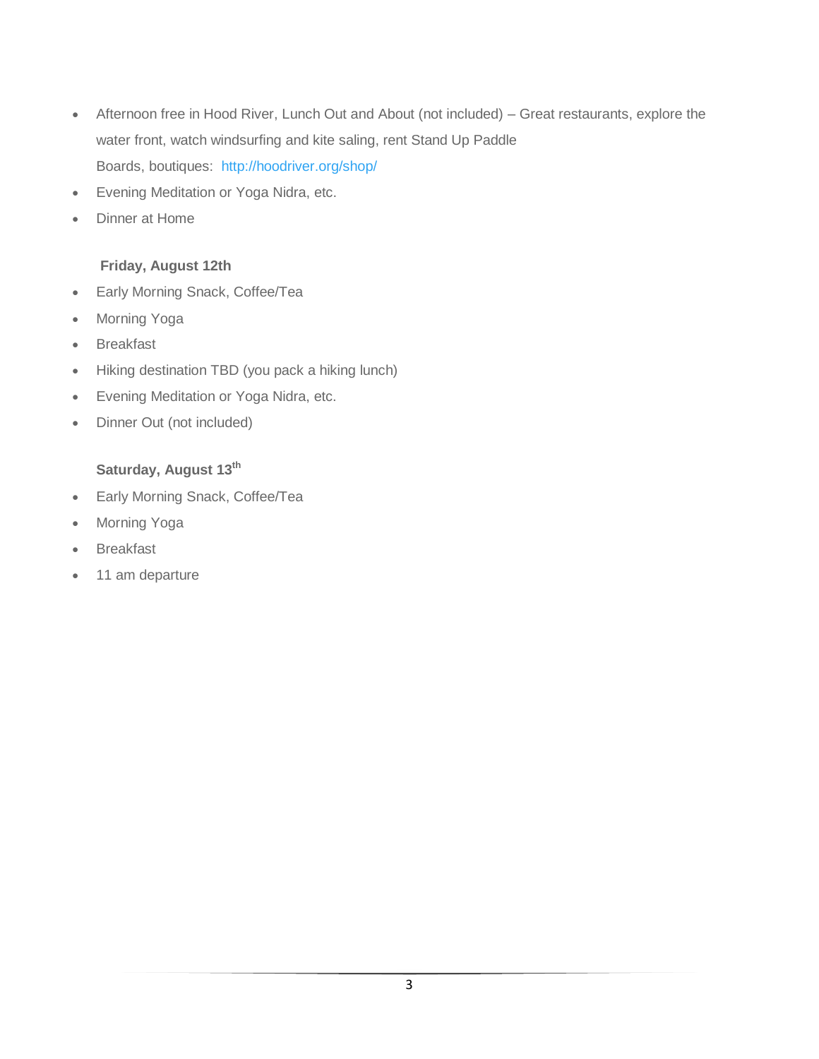- Afternoon free in Hood River, Lunch Out and About (not included) – Great restaurants, explore the water front, watch windsurfing and kite saling, rent Stand Up Paddle Boards, boutiques: http://hoodriver.org/shop/
- Evening Meditation or Yoga Nidra, etc.
- Dinner at Home

**Friday, August 12th**

- Early Morning Snack, Coffee/Tea
- Morning Yoga
- Breakfast
- Hiking destination TBD (you pack a hiking lunch)
- Evening Meditation or Yoga Nidra, etc.
- Dinner Out (not included)

**Saturday, August 13th**

- Early Morning Snack, Coffee/Tea
- Morning Yoga
- Breakfast
- 11 am departure